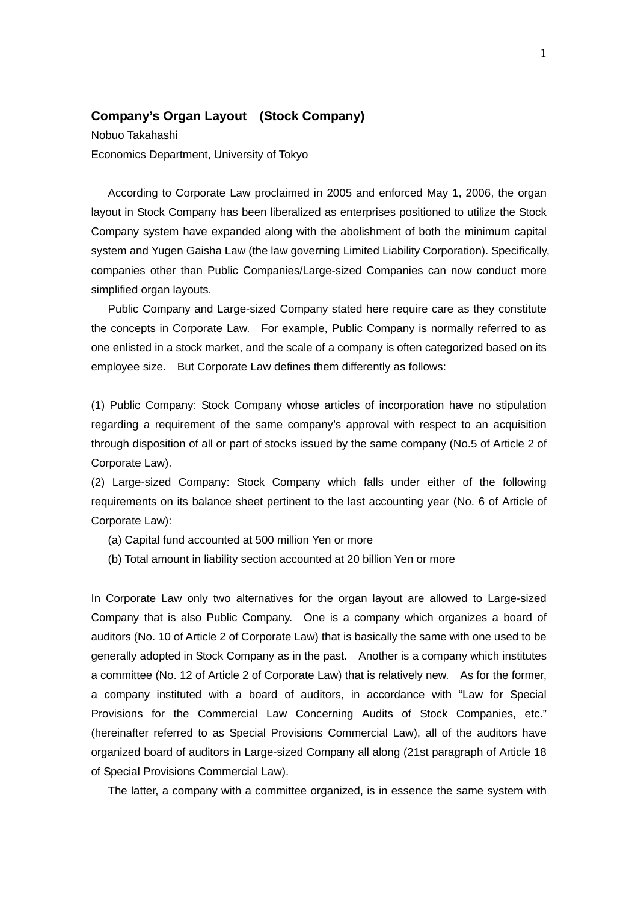# Company's Organ Layout　(Stock Company)

Nobuo Takahashi

Economics Department, University of Tokyo

According to Corporate Law proclaimed in 2005 and enforced May 1, 2006, the organ layout in Stock Company has been liberalized as enterprises positioned to utilize the Stock Company system have expanded along with the abolishment of both the minimum capital system and Yugen Gaisha Law (the law governing Limited Liability Corporation). Specifically, companies other than Public Companies/Large-sized Companies can now conduct more simplified organ layouts.

Public Company and Large-sized Company stated here require care as they constitute the concepts in Corporate Law.　For example, Public Company is normally referred to as one enlisted in a stock market, and the scale of a company is often categorized based on its employee size.　But Corporate Law defines them differently as follows:

(1) Public Company: Stock Company whose articles of incorporation have no stipulation regarding a requirement of the same company's approval with respect to an acquisition through disposition of all or part of stocks issued by the same company (No.5 of Article 2 of Corporate Law).

(2) Large-sized Company: Stock Company which falls under either of the following requirements on its balance sheet pertinent to the last accounting year (No. 6 of Article of Corporate Law):

(a) Capital fund accounted at 500 million Yen or more

(b) Total amount in liability section accounted at 20 billion Yen or more

In Corporate Law only two alternatives for the organ layout are allowed to Large-sized Company that is also Public Company.　One is a company which organizes a board of auditors (No. 10 of Article 2 of Corporate Law) that is basically the same with one used to be generally adopted in Stock Company as in the past.　Another is a company which institutes a committee (No. 12 of Article 2 of Corporate Law) that is relatively new.　As for the former, a company instituted with a board of auditors, in accordance with "Law for Special Provisions for the Commercial Law Concerning Audits of Stock Companies, etc." (hereinafter referred to as Special Provisions Commercial Law), all of the auditors have organized board of auditors in Large-sized Company all along (21st paragraph of Article 18 of Special Provisions Commercial Law).

The latter, a company with a committee organized, is in essence the same system with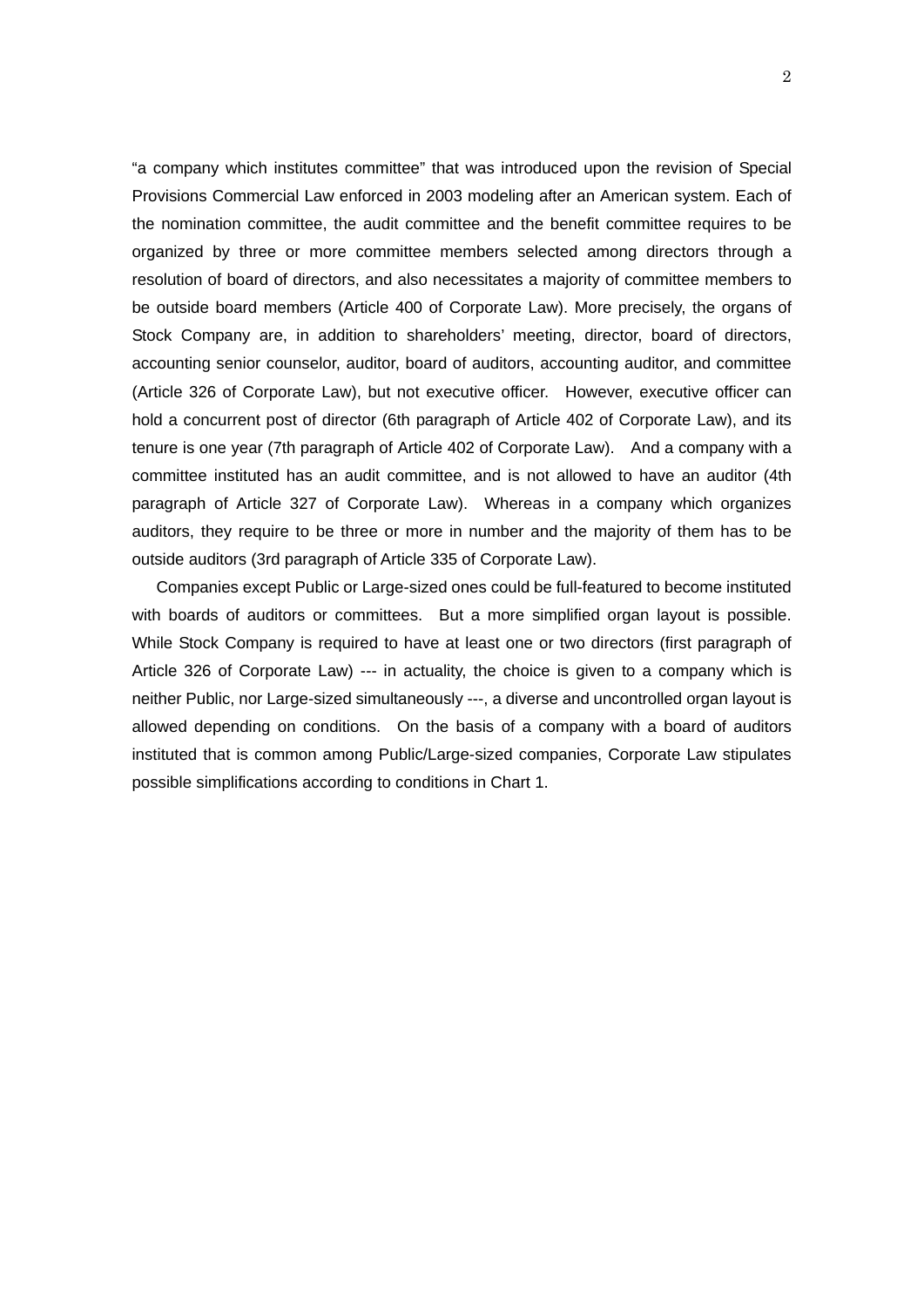“a company which institutes committee” that was introduced upon the revision of Special Provisions Commercial Law enforced in 2003 modeling after an American system. Each of the nomination committee, the audit committee and the benefit committee requires to be organized by three or more committee members selected among directors through a resolution of board of directors, and also necessitates a majority of committee members to be outside board members (Article 400 of Corporate Law). More precisely, the organs of Stock Company are, in addition to shareholders’ meeting, director, board of directors, accounting senior counselor, auditor, board of auditors, accounting auditor, and committee (Article 326 of Corporate Law), but not executive officer. However, executive officer can hold a concurrent post of director (6th paragraph of Article 402 of Corporate Law), and its tenure is one year (7th paragraph of Article 402 of Corporate Law). And a company with a committee instituted has an audit committee, and is not allowed to have an auditor (4th paragraph of Article 327 of Corporate Law). Whereas in a company which organizes auditors, they require to be three or more in number and the majority of them has to be outside auditors (3rd paragraph of Article 335 of Corporate Law).

Companies except Public or Large-sized ones could be full-featured to become instituted with boards of auditors or committees. But a more simplified organ layout is possible. While Stock Company is required to have at least one or two directors (first paragraph of Article 326 of Corporate Law) --- in actuality, the choice is given to a company which is neither Public, nor Large-sized simultaneously ---, a diverse and uncontrolled organ layout is allowed depending on conditions. On the basis of a company with a board of auditors instituted that is common among Public/Large-sized companies, Corporate Law stipulates possible simplifications according to conditions in Chart 1.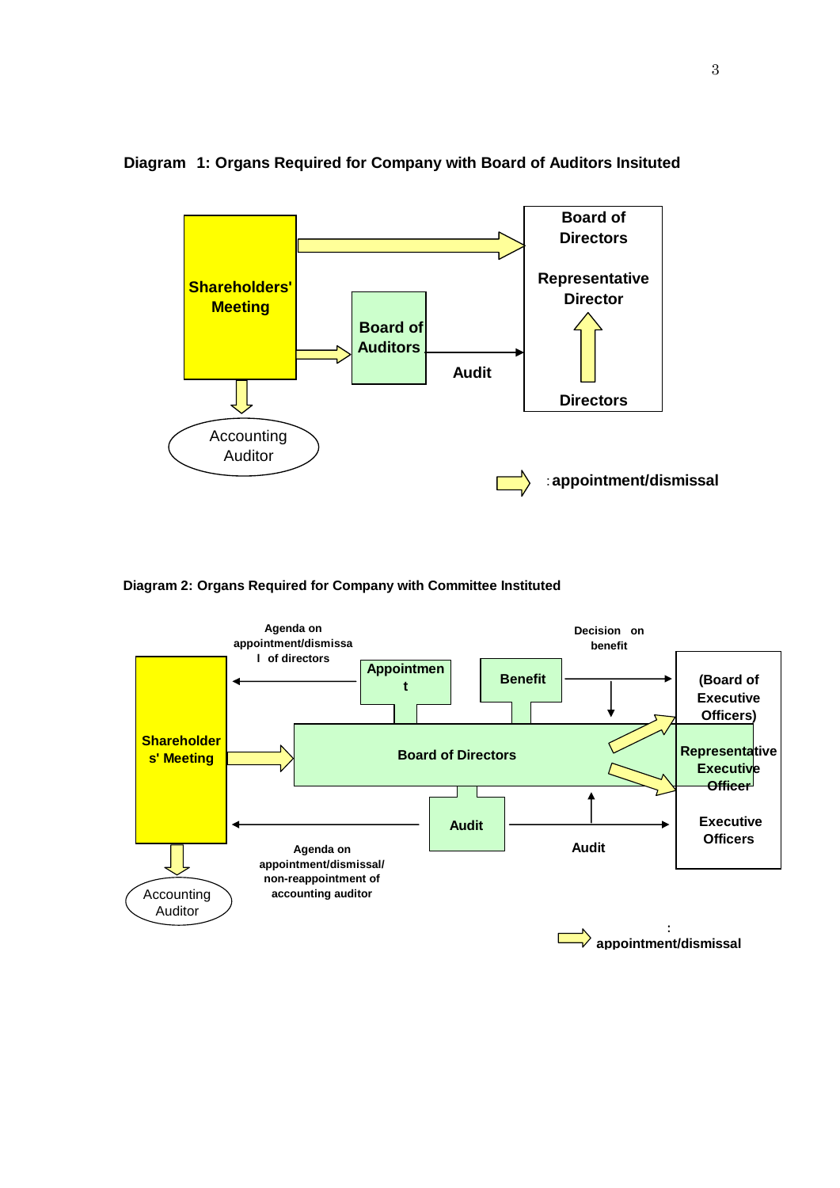**Diagram 1: Organs Required for Company with Board of Auditors Insituted**

Shareholders' Meeting

Board of Auditors

Audit

Board of Directors

Representative Director

Directors

Accounting Auditor

: appointment/dismissal

**Diagram 2: Organs Required for Company with Committee Instituted**

Agenda on appointment/dismissal of directors

Decision on benefit

Appointment

Benefit

(Board of Executive Officers)

Shareholders' Meeting

Board of Directors

Representative Executive Officer

Audit

Executive Officers

Agenda on appointment/dismissal/ non-reappointment of accounting auditor

Audit

Accounting Auditor

: appointment/dismissal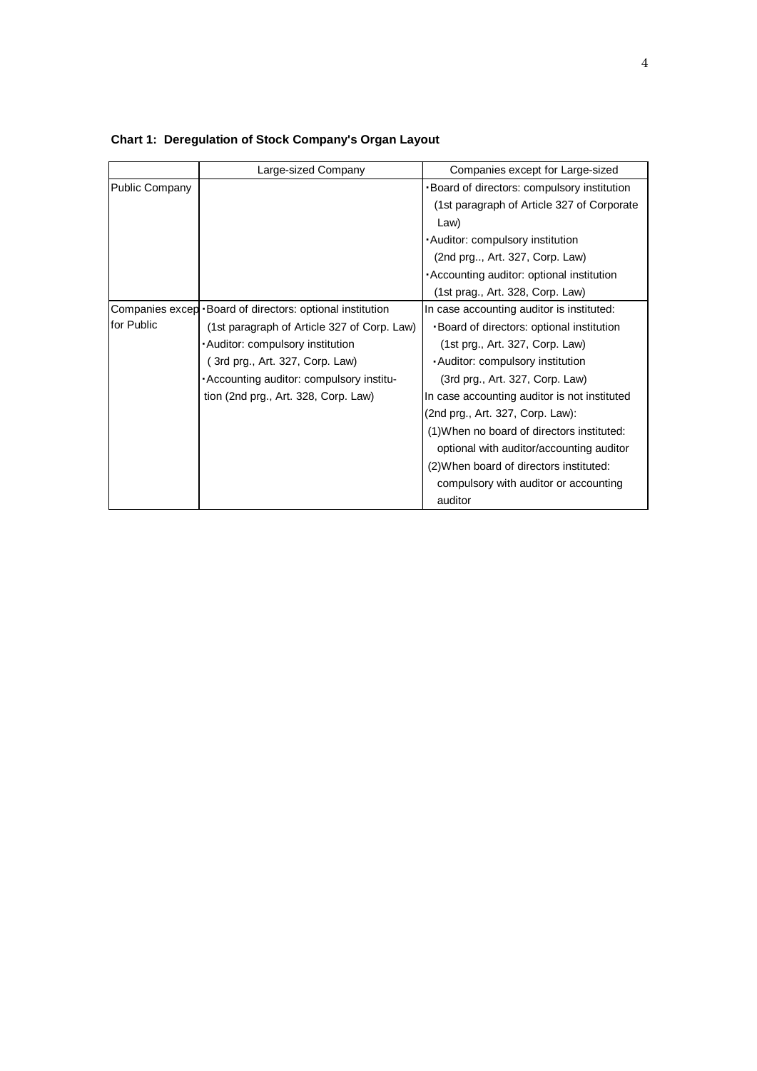**Chart 1: Deregulation of Stock Company's Organ Layout**

| | Large-sized Company | Companies except for Large-sized |
|---|---|---|
| Public Company | | ･Board of directors: compulsory institution (1st paragraph of Article 327 of Corporate Law)<br>･Auditor: compulsory institution (2nd prg.., Art. 327, Corp. Law)<br>･Accounting auditor: optional institution (1st prag., Art. 328, Corp. Law) |
| Companies except for Public | ･Board of directors: optional institution (1st paragraph of Article 327 of Corp. Law)<br>･Auditor: compulsory institution ( 3rd prg., Art. 327, Corp. Law)<br>･Accounting auditor: compulsory institution (2nd prg., Art. 328, Corp. Law) | In case accounting auditor is instituted:<br>･Board of directors: optional institution (1st prg., Art. 327, Corp. Law)<br>･Auditor: compulsory institution (3rd prg., Art. 327, Corp. Law)<br>In case accounting auditor is not instituted (2nd prg., Art. 327, Corp. Law):<br>(1)When no board of directors instituted: optional with auditor/accounting auditor<br>(2)When board of directors instituted: compulsory with auditor or accounting auditor |